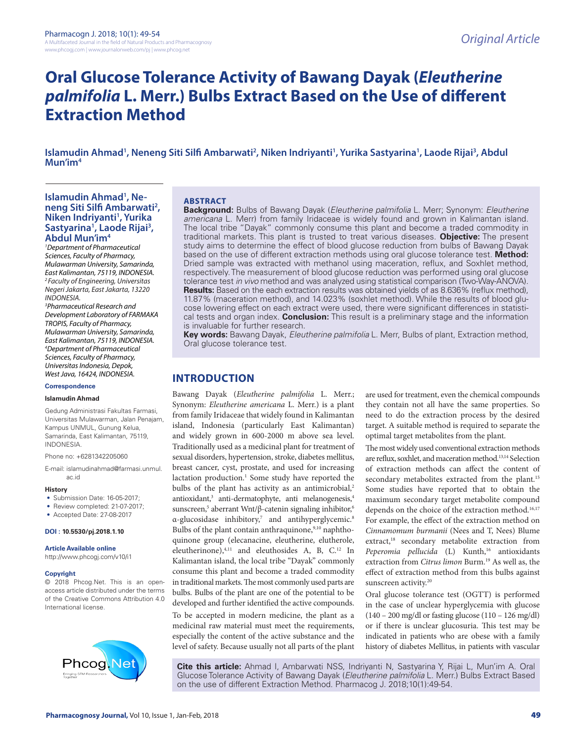Original Article

# Oral Glucose Tolerance Activity of Bawang Dayak (*Eleutherine palmifolia* L. Merr.) Bulbs Extract Based on the Use of different Extraction Method

**Islamudin Ahmad[1], Neneng Siti Silfi Ambarwati[2], Niken Indriyanti[1], Yurika Sastyarina[1], Laode Rijai[3], Abdul Mun'im[4]**

[1]*Department of Pharmaceutical Sciences, Faculty of Pharmacy, Mulawarman University, Samarinda, East Kalimantan, 75119, INDONESIA.*
[2]*Faculty of Engineering, Universitas Negeri Jakarta, East Jakarta, 13220 INDONESIA.*
[3]*Pharmaceutical Research and Development Laboratory of FARMAKA TROPIS, Faculty of Pharmacy, Mulawarman University, Samarinda, East Kalimantan, 75119, INDONESIA.*
[4]*Department of Pharmaceutical Sciences, Faculty of Pharmacy, Universitas Indonesia, Depok, West Java, 16424, INDONESIA.*

**Correspondence**

**Islamudin Ahmad**

Gedung Administrasi Fakultas Farmasi, Universitas Mulawarman, Jalan Penajam, Kampus UNMUL, Gunung Kelua, Samarinda, East Kalimantan, 75119, INDONESIA.

Phone no: +6281342205060

E-mail: islamudinahmad@farmasi.unmul.ac.id

**History**

- Submission Date: 16-05-2017;
- Review completed: 21-07-2017;
- Accepted Date: 27-08-2017

**DOI : 10.5530/pj.2018.1.10**

**Article Available online**

http://www.phcogj.com/v10/i1

**Copyright**

© 2018 Phcog.Net. This is an open-access article distributed under the terms of the Creative Commons Attribution 4.0 International license.

## ABSTRACT

**Background:** Bulbs of Bawang Dayak (*Eleutherine palmifolia* L. Merr; Synonym: *Eleutherine americana* L. Merr) from family Iridaceae is widely found and grown in Kalimantan island. The local tribe "Dayak" commonly consume this plant and become a traded commodity in traditional markets. This plant is trusted to treat various diseases. **Objective:** The present study aims to determine the effect of blood glucose reduction from bulbs of Bawang Dayak based on the use of different extraction methods using oral glucose tolerance test. **Method:** Dried sample was extracted with methanol using maceration, reflux, and Soxhlet method, respectively. The measurement of blood glucose reduction was performed using oral glucose tolerance test *in vivo* method and was analyzed using statistical comparison (Two-Way-ANOVA). **Results:** Based on the each extraction results was obtained yields of as 8.636% (reflux method), 11.87% (maceration method), and 14.023% (soxhlet method). While the results of blood glucose lowering effect on each extract were used, there were significant differences in statistical tests and organ index. **Conclusion:** This result is a preliminary stage and the information is invaluable for further research.

**Key words:** Bawang Dayak, *Eleutherine palmifolia* L. Merr, Bulbs of plant, Extraction method, Oral glucose tolerance test.

## INTRODUCTION

Bawang Dayak (*Eleutherine palmifolia* L. Merr.; Synonym: *Eleutherine americana* L. Merr.) is a plant from family Iridaceae that widely found in Kalimantan island, Indonesia (particularly East Kalimantan) and widely grown in 600-2000 m above sea level. Traditionally used as a medicinal plant for treatment of sexual disorders, hypertension, stroke, diabetes mellitus, breast cancer, cyst, prostate, and used for increasing lactation production.[1] Some study have reported the bulbs of the plant has activity as an antimicrobial,[2] antioxidant,[3] anti-dermatophyte, anti melanogenesis,[4] sunscreen,[5] aberrant Wnt/β-catenin signaling inhibitor,[6] α-glucosidase inhibitory,[7] and antihyperglycemic.[8] Bulbs of the plant contain anthraquinone,[9,10] naphthoquinone group (elecanacine, eleutherine, elutherol, eleutherinone),[4,11] and eleuthosides A, B, C.[12] In Kalimantan island, the local tribe "Dayak" commonly consume this plant and become a traded commodity in traditional markets. The most commonly used parts are bulbs. Bulbs of the plant are one of the potential to be developed and further identified the active compounds.

To be accepted in modern medicine, the plant as a medicinal raw material must meet the requirements, especially the content of the active substance and the level of safety. Because usually not all parts of the plant are used for treatment, even the chemical compounds they contain not all have the same properties. So need to do the extraction process by the desired target. A suitable method is required to separate the optimal target metabolites from the plant.

The most widely used conventional extraction methods are reflux, soxhlet, and maceration method.[13,14] Selection of extraction methods can affect the content of secondary metabolites extracted from the plant.[15] Some studies have reported that to obtain the maximum secondary target metabolite compound depends on the choice of the extraction method.[16,17] For example, the effect of the extraction method on *Cinnamomum burmanii* (Nees and T, Nees) Blume extract,[18] secondary metabolite extraction from *Peperomia pellucida* (L) Kunth,[16] antioxidants extraction from *Citrus limon* Burm.[19] As well as, the effect of extraction method from this bulbs against sunscreen activity.[20]

Oral glucose tolerance test (OGTT) is performed in the case of unclear hyperglycemia with glucose (140 – 200 mg/dl or fasting glucose (110 – 126 mg/dl) or if there is unclear glucosuria. This test may be indicated in patients who are obese with a family history of diabetes Mellitus, in patients with vascular

**Cite this article:** Ahmad I, Ambarwati NSS, Indriyanti N, Sastyarina Y, Rijai L, Mun'im A. Oral Glucose Tolerance Activity of Bawang Dayak (*Eleutherine palmifolia* L. Merr.) Bulbs Extract Based on the use of different Extraction Method. Pharmacog J. 2018;10(1):49-54.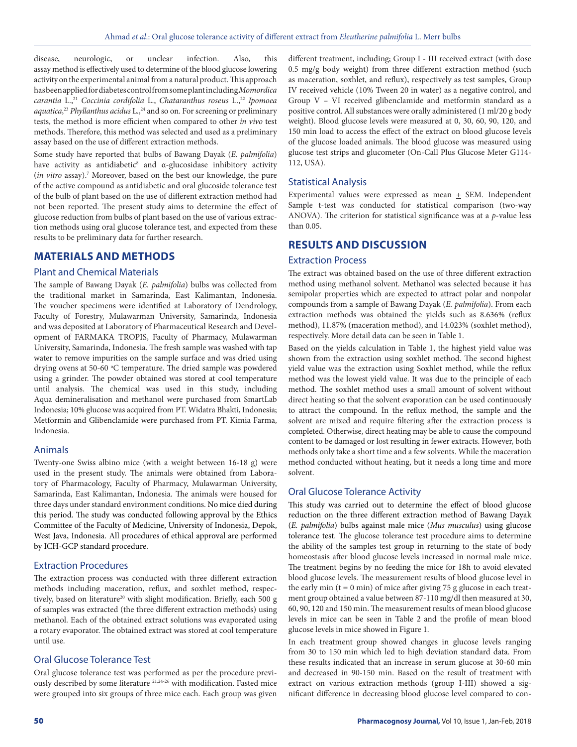disease, neurologic, or unclear infection. Also, this assay method is effectively used to determine of the blood glucose lowering activity on the experimental animal from a natural product. This approach has been applied for diabetes control from some plant including *Momordica carantia* L.,[21] *Coccinia cordifolia* L., *Chataranthus roseus* L.,[22] *Ipomoea aquatica*,[23] *Phyllanthus acidus* L.,[24] and so on. For screening or preliminary tests, the method is more efficient when compared to other *in vivo* test methods. Therefore, this method was selected and used as a preliminary assay based on the use of different extraction methods.

Some study have reported that bulbs of Bawang Dayak (*E. palmifolia*) have activity as antidiabetic[8] and α-glucosidase inhibitory activity (*in vitro* assay).[7] Moreover, based on the best our knowledge, the pure of the active compound as antidiabetic and oral glucoside tolerance test of the bulb of plant based on the use of different extraction method had not been reported. The present study aims to determine the effect of glucose reduction from bulbs of plant based on the use of various extraction methods using oral glucose tolerance test, and expected from these results to be preliminary data for further research.

## MATERIALS AND METHODS

### Plant and Chemical Materials

The sample of Bawang Dayak (*E. palmifolia*) bulbs was collected from the traditional market in Samarinda, East Kalimantan, Indonesia. The voucher specimens were identified at Laboratory of Dendrology, Faculty of Forestry, Mulawarman University, Samarinda, Indonesia and was deposited at Laboratory of Pharmaceutical Research and Development of FARMAKA TROPIS, Faculty of Pharmacy, Mulawarman University, Samarinda, Indonesia. The fresh sample was washed with tap water to remove impurities on the sample surface and was dried using drying ovens at 50-60 °C temperature. The dried sample was powdered using a grinder. The powder obtained was stored at cool temperature until analysis. The chemical was used in this study, including Aqua demineralisation and methanol were purchased from SmartLab Indonesia; 10% glucose was acquired from PT. Widatra Bhakti, Indonesia; Metformin and Glibenclamide were purchased from PT. Kimia Farma, Indonesia.

### Animals

Twenty-one Swiss albino mice (with a weight between 16-18 g) were used in the present study. The animals were obtained from Laboratory of Pharmacology, Faculty of Pharmacy, Mulawarman University, Samarinda, East Kalimantan, Indonesia. The animals were housed for three days under standard environment conditions. No mice died during this period. The study was conducted following approval by the Ethics Committee of the Faculty of Medicine, University of Indonesia, Depok, West Java, Indonesia. All procedures of ethical approval are performed by ICH-GCP standard procedure.

### Extraction Procedures

The extraction process was conducted with three different extraction methods including maceration, reflux, and soxhlet method, respectively, based on literature[20] with slight modification. Briefly, each 500 g of samples was extracted (the three different extraction methods) using methanol. Each of the obtained extract solutions was evaporated using a rotary evaporator. The obtained extract was stored at cool temperature until use.

### Oral Glucose Tolerance Test

Oral glucose tolerance test was performed as per the procedure previously described by some literature [21,24-26] with modification. Fasted mice were grouped into six groups of three mice each. Each group was given different treatment, including; Group I - III received extract (with dose 0.5 mg/g body weight) from three different extraction method (such as maceration, soxhlet, and reflux), respectively as test samples, Group IV received vehicle (10% Tween 20 in water) as a negative control, and Group V – VI received glibenclamide and metformin standard as a positive control. All substances were orally administered (1 ml/20 g body weight). Blood glucose levels were measured at 0, 30, 60, 90, 120, and 150 min load to access the effect of the extract on blood glucose levels of the glucose loaded animals. The blood glucose was measured using glucose test strips and glucometer (On-Call Plus Glucose Meter G114-112, USA).

### Statistical Analysis

Experimental values were expressed as mean ± SEM. Independent Sample t-test was conducted for statistical comparison (two-way ANOVA). The criterion for statistical significance was at a *p*-value less than 0.05.

## RESULTS AND DISCUSSION

### Extraction Process

The extract was obtained based on the use of three different extraction method using methanol solvent. Methanol was selected because it has semipolar properties which are expected to attract polar and nonpolar compounds from a sample of Bawang Dayak (*E. palmifolia*). From each extraction methods was obtained the yields such as 8.636% (reflux method), 11.87% (maceration method), and 14.023% (soxhlet method), respectively. More detail data can be seen in Table 1.

Based on the yields calculation in Table 1, the highest yield value was shown from the extraction using soxhlet method. The second highest yield value was the extraction using Soxhlet method, while the reflux method was the lowest yield value. It was due to the principle of each method. The soxhlet method uses a small amount of solvent without direct heating so that the solvent evaporation can be used continuously to attract the compound. In the reflux method, the sample and the solvent are mixed and require filtering after the extraction process is completed. Otherwise, direct heating may be able to cause the compound content to be damaged or lost resulting in fewer extracts. However, both methods only take a short time and a few solvents. While the maceration method conducted without heating, but it needs a long time and more solvent.

### Oral Glucose Tolerance Activity

This study was carried out to determine the effect of blood glucose reduction on the three different extraction method of Bawang Dayak (*E. palmifolia*) bulbs against male mice (*Mus musculus*) using glucose tolerance test. The glucose tolerance test procedure aims to determine the ability of the samples test group in returning to the state of body homeostasis after blood glucose levels increased in normal male mice. The treatment begins by no feeding the mice for 18h to avoid elevated blood glucose levels. The measurement results of blood glucose level in the early min (t = 0 min) of mice after giving 75 g glucose in each treatment group obtained a value between 87-110 mg/dl then measured at 30, 60, 90, 120 and 150 min. The measurement results of mean blood glucose levels in mice can be seen in Table 2 and the profile of mean blood glucose levels in mice showed in Figure 1.

In each treatment group showed changes in glucose levels ranging from 30 to 150 min which led to high deviation standard data. From these results indicated that an increase in serum glucose at 30-60 min and decreased in 90-150 min. Based on the result of treatment with extract on various extraction methods (group I-III) showed a significant difference in decreasing blood glucose level compared to con-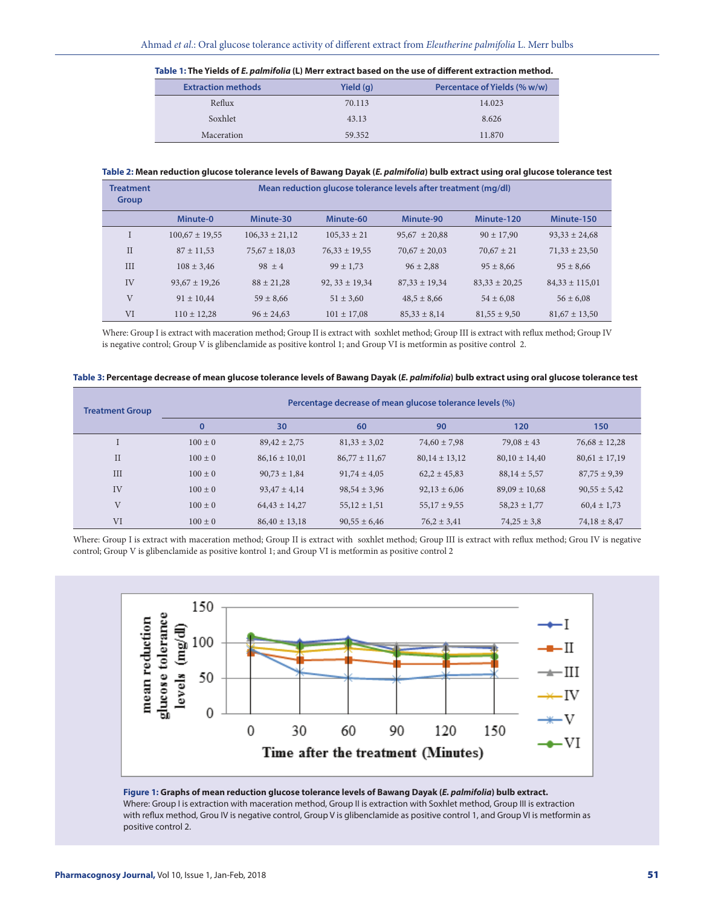**Table 1: The Yields of *E. palmifolia* (L) Merr extract based on the use of different extraction method.**

| Extraction methods | Yield (g) | Percentace of Yields (% w/w) |
|---|---|---|
| Reflux | 70.113 | 14.023 |
| Soxhlet | 43.13 | 8.626 |
| Maceration | 59.352 | 11.870 |

**Table 2: Mean reduction glucose tolerance levels of Bawang Dayak (*E. palmifolia*) bulb extract using oral glucose tolerance test**

| Treatment Group | Mean reduction glucose tolerance levels after treatment (mg/dl) | | | | | |
|---|---|---|---|---|---|---|
| | Minute-0 | Minute-30 | Minute-60 | Minute-90 | Minute-120 | Minute-150 |
| I | 100,67 ± 19,55 | 106,33 ± 21,12 | 105,33 ± 21 | 95,67 ± 20,88 | 90 ± 17,90 | 93,33 ± 24,68 |
| II | 87 ± 11,53 | 75,67 ± 18,03 | 76,33 ± 19,55 | 70,67 ± 20,03 | 70,67 ± 21 | 71,33 ± 23,50 |
| III | 108 ± 3,46 | 98 ± 4 | 99 ± 1,73 | 96 ± 2,88 | 95 ± 8,66 | 95 ± 8,66 |
| IV | 93,67 ± 19,26 | 88 ± 21,28 | 92, 33 ± 19,34 | 87,33 ± 19,34 | 83,33 ± 20,25 | 84,33 ± 115,01 |
| V | 91 ± 10,44 | 59 ± 8,66 | 51 ± 3,60 | 48,5 ± 8,66 | 54 ± 6,08 | 56 ± 6,08 |
| VI | 110 ± 12,28 | 96 ± 24,63 | 101 ± 17,08 | 85,33 ± 8,14 | 81,55 ± 9,50 | 81,67 ± 13,50 |

Where: Group I is extract with maceration method; Group II is extract with soxhlet method; Group III is extract with reflux method; Group IV is negative control; Group V is glibenclamide as positive kontrol 1; and Group VI is metformin as positive control 2.

**Table 3: Percentage decrease of mean glucose tolerance levels of Bawang Dayak (*E. palmifolia*) bulb extract using oral glucose tolerance test**

| Treatment Group | Percentage decrease of mean glucose tolerance levels (%) | | | | | |
|---|---|---|---|---|---|---|
| | 0 | 30 | 60 | 90 | 120 | 150 |
| I | 100 ± 0 | 89,42 ± 2,75 | 81,33 ± 3,02 | 74,60 ± 7,98 | 79,08 ± 43 | 76,68 ± 12,28 |
| II | 100 ± 0 | 86,16 ± 10,01 | 86,77 ± 11,67 | 80,14 ± 13,12 | 80,10 ± 14,40 | 80,61 ± 17,19 |
| III | 100 ± 0 | 90,73 ± 1,84 | 91,74 ± 4,05 | 62,2 ± 45,83 | 88,14 ± 5,57 | 87,75 ± 9,39 |
| IV | 100 ± 0 | 93,47 ± 4,14 | 98,54 ± 3,96 | 92,13 ± 6,06 | 89,09 ± 10,68 | 90,55 ± 5,42 |
| V | 100 ± 0 | 64,43 ± 14,27 | 55,12 ± 1,51 | 55,17 ± 9,55 | 58,23 ± 1,77 | 60,4 ± 1,73 |
| VI | 100 ± 0 | 86,40 ± 13,18 | 90,55 ± 6,46 | 76,2 ± 3,41 | 74,25 ± 3,8 | 74,18 ± 8,47 |

Where: Group I is extract with maceration method; Group II is extract with soxhlet method; Group III is extract with reflux method; Grou IV is negative control; Group V is glibenclamide as positive kontrol 1; and Group VI is metformin as positive control 2

**Figure 1: Graphs of mean reduction glucose tolerance levels of Bawang Dayak (*E. palmifolia*) bulb extract.**
Where: Group I is extraction with maceration method, Group II is extraction with Soxhlet method, Group III is extraction with reflux method, Grou IV is negative control, Group V is glibenclamide as positive control 1, and Group VI is metformin as positive control 2.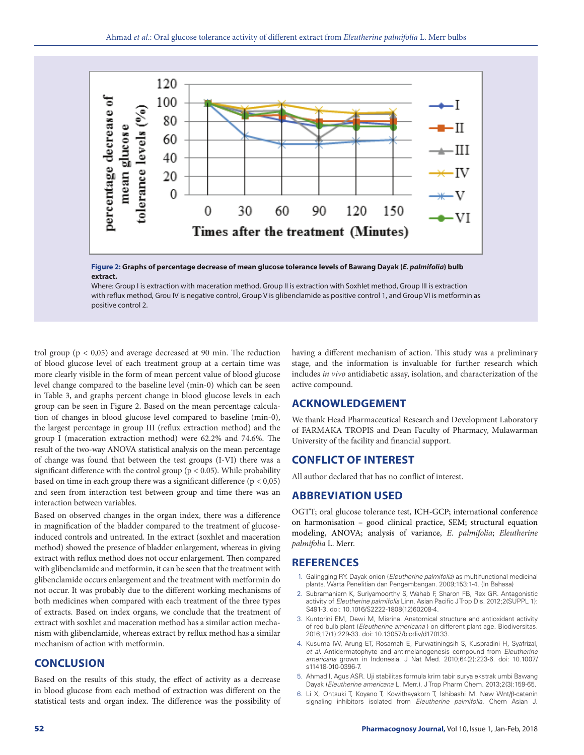Figure 2: **Graphs of percentage decrease of mean glucose tolerance levels of Bawang Dayak (*E. palmifolia*) bulb extract.**

Where: Group I is extraction with maceration method, Group II is extraction with Soxhlet method, Group III is extraction with reflux method, Grou IV is negative control, Group V is glibenclamide as positive control 1, and Group VI is metformin as positive control 2.

trol group (p < 0,05) and average decreased at 90 min. The reduction of blood glucose level of each treatment group at a certain time was more clearly visible in the form of mean percent value of blood glucose level change compared to the baseline level (min-0) which can be seen in Table 3, and graphs percent change in blood glucose levels in each group can be seen in Figure 2. Based on the mean percentage calculation of changes in blood glucose level compared to baseline (min-0), the largest percentage in group III (reflux extraction method) and the group I (maceration extraction method) were 62.2% and 74.6%. The result of the two-way ANOVA statistical analysis on the mean percentage of change was found that between the test groups (I-VI) there was a significant difference with the control group (p < 0.05). While probability based on time in each group there was a significant difference (p < 0,05) and seen from interaction test between group and time there was an interaction between variables.

Based on observed changes in the organ index, there was a difference in magnification of the bladder compared to the treatment of glucose-induced controls and untreated. In the extract (soxhlet and maceration method) showed the presence of bladder enlargement, whereas in giving extract with reflux method does not occur enlargement. Then compared with glibenclamide and metformin, it can be seen that the treatment with glibenclamide occurs enlargement and the treatment with metformin do not occur. It was probably due to the different working mechanisms of both medicines when compared with each treatment of the three types of extracts. Based on index organs, we conclude that the treatment of extract with soxhlet and maceration method has a similar action mechanism with glibenclamide, whereas extract by reflux method has a similar mechanism of action with metformin.

## CONCLUSION

Based on the results of this study, the effect of activity as a decrease in blood glucose from each method of extraction was different on the statistical tests and organ index. The difference was the possibility of having a different mechanism of action. This study was a preliminary stage, and the information is invaluable for further research which includes *in vivo* antidiabetic assay, isolation, and characterization of the active compound.

## ACKNOWLEDGEMENT

We thank Head Pharmaceutical Research and Development Laboratory of FARMAKA TROPIS and Dean Faculty of Pharmacy, Mulawarman University of the facility and financial support.

## CONFLICT OF INTEREST

All author declared that has no conflict of interest.

## ABBREVIATION USED

OGTT; oral glucose tolerance test, ICH-GCP; international conference on harmonisation – good clinical practice, SEM; structural equation modeling, ANOVA; analysis of variance, *E. palmifolia*; *Eleutherine palmifolia* L. Merr.

## REFERENCES

1. Galingging RY. Dayak onion (*Eleutherine palmifolia*) as multifunctional medicinal plants. Warta Penelitian dan Pengembangan. 2009;153:1-4. (In Bahasa)
2. Subramaniam K, Suriyamoorthy S, Wahab F, Sharon FB, Rex GR. Antagonistic activity of *Eleutherine palmifolia* Linn. Asian Pacific J Trop Dis. 2012;2(SUPPL 1): S491-3. doi: 10.1016/S2222-1808(12)60208-4.
3. Kuntorini EM, Dewi M, Misrina. Anatomical structure and antioxidant activity of red bulb plant (*Eleutherine americana* ) on different plant age. Biodiversitas. 2016;17(1):229-33. doi: 10.13057/biodiv/d170133.
4. Kusuma IW, Arung ET, Rosamah E, Purwatiningsih S, Kuspradini H, Syafrizal, *et al.* Antidermatophyte and antimelanogenesis compound from *Eleutherine americana* grown in Indonesia. J Nat Med. 2010;64(2):223-6. doi: 10.1007/s11418-010-0396-7.
5. Ahmad I, Agus ASR. Uji stabilitas formula krim tabir surya ekstrak umbi Bawang Dayak (*Eleutherine americana* L. Merr.). J Trop Pharm Chem. 2013;2(3):159-65.
6. Li X, Ohtsuki T, Koyano T, Kowithayakorn T, Ishibashi M. New Wnt/β-catenin signaling inhibitors isolated from *Eleutherine palmifolia*. Chem Asian J.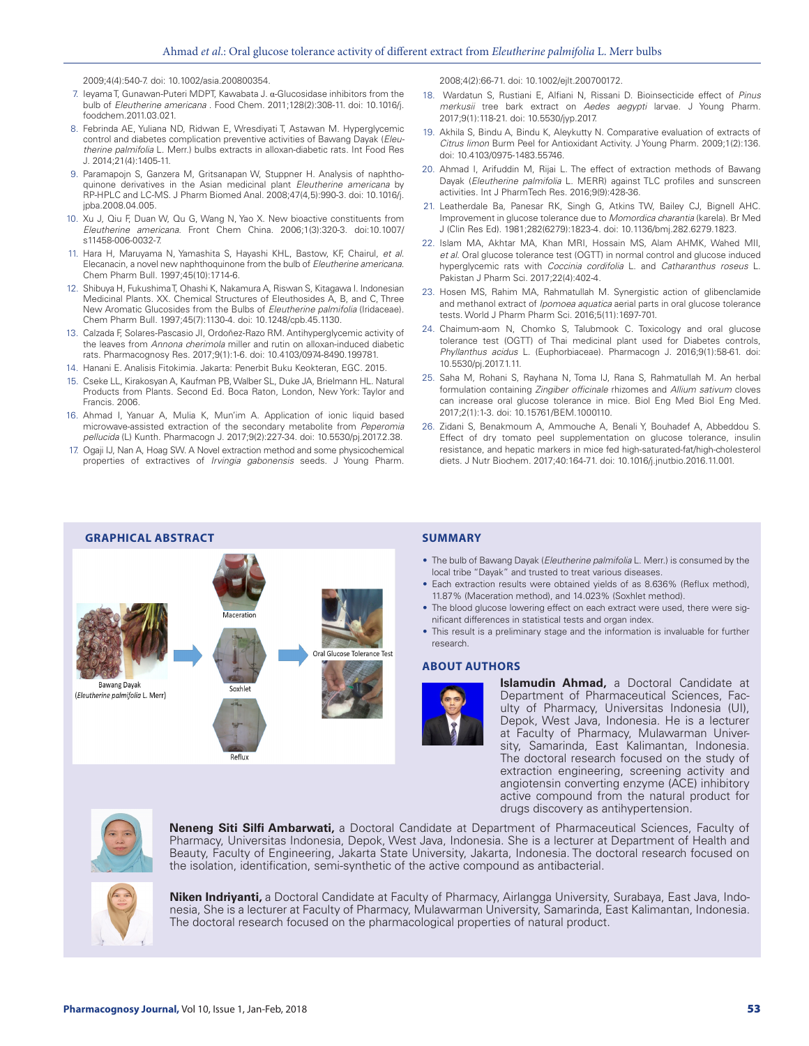2009;4(4):540-7. doi: 10.1002/asia.200800354.

7. Ieyama T, Gunawan-Puteri MDPT, Kawabata J. α-Glucosidase inhibitors from the bulb of *Eleutherine americana* . Food Chem. 2011;128(2):308-11. doi: 10.1016/j.foodchem.2011.03.021.
8. Febrinda AE, Yuliana ND, Ridwan E, Wresdiyati T, Astawan M. Hyperglycemic control and diabetes complication preventive activities of Bawang Dayak (*Eleutherine palmifolia* L. Merr.) bulbs extracts in alloxan-diabetic rats. Int Food Res J. 2014;21(4):1405-11.
9. Paramapojn S, Ganzera M, Gritsanapan W, Stuppner H. Analysis of naphthoquinone derivatives in the Asian medicinal plant *Eleutherine americana* by RP-HPLC and LC-MS. J Pharm Biomed Anal. 2008;47(4,5):990-3. doi: 10.1016/j.jpba.2008.04.005.
10. Xu J, Qiu F, Duan W, Qu G, Wang N, Yao X. New bioactive constituents from *Eleutherine americana*. Front Chem China. 2006;1(3):320-3. doi:10.1007/s11458-006-0032-7.
11. Hara H, Maruyama N, Yamashita S, Hayashi KHL, Bastow, KF, Chairul, *et al.* Elecanacin, a novel new naphthoquinone from the bulb of *Eleutherine americana*. Chem Pharm Bull. 1997;45(10):1714-6.
12. Shibuya H, Fukushima T, Ohashi K, Nakamura A, Riswan S, Kitagawa I. Indonesian Medicinal Plants. XX. Chemical Structures of Eleuthosides A, B, and C, Three New Aromatic Glucosides from the Bulbs of *Eleutherine palmifolia* (Iridaceae). Chem Pharm Bull. 1997;45(7):1130-4. doi: 10.1248/cpb.45.1130.
13. Calzada F, Solares-Pascasio JI, Ordoñez-Razo RM. Antihyperglycemic activity of the leaves from *Annona cherimola* miller and rutin on alloxan-induced diabetic rats. Pharmacognosy Res. 2017;9(1):1-6. doi: 10.4103/0974-8490.199781.
14. Hanani E. Analisis Fitokimia. Jakarta: Penerbit Buku Keokteran, EGC. 2015.
15. Cseke LL, Kirakosyan A, Kaufman PB, Walber SL, Duke JA, Brielmann HL. Natural Products from Plants. Second Ed. Boca Raton, London, New York: Taylor and Francis. 2006.
16. Ahmad I, Yanuar A, Mulia K, Mun'im A. Application of ionic liquid based microwave-assisted extraction of the secondary metabolite from *Peperomia pellucida* (L) Kunth. Pharmacogn J. 2017;9(2):227-34. doi: 10.5530/pj.2017.2.38.
17. Ogaji IJ, Nan A, Hoag SW. A Novel extraction method and some physicochemical properties of extractives of *Irvingia gabonensis* seeds. J Young Pharm. 2008;4(2):66-71. doi: 10.1002/ejlt.200700172.
18. Wardatun S, Rustiani E, Alfiani N, Rissani D. Bioinsecticide effect of *Pinus merkusii* tree bark extract on *Aedes aegypti* larvae. J Young Pharm. 2017;9(1):118-21. doi: 10.5530/jyp.2017.
19. Akhila S, Bindu A, Bindu K, Aleykutty N. Comparative evaluation of extracts of *Citrus limon* Burm Peel for Antioxidant Activity. J Young Pharm. 2009;1(2):136. doi: 10.4103/0975-1483.55746.
20. Ahmad I, Arifuddin M, Rijai L. The effect of extraction methods of Bawang Dayak (*Eleutherine palmifolia* L. MERR) against TLC profiles and sunscreen activities. Int J PharmTech Res. 2016;9(9):428-36.
21. Leatherdale Ba, Panesar RK, Singh G, Atkins TW, Bailey CJ, Bignell AHC. Improvement in glucose tolerance due to *Momordica charantia* (karela). Br Med J (Clin Res Ed). 1981;282(6279):1823-4. doi: 10.1136/bmj.282.6279.1823.
22. Islam MA, Akhtar MA, Khan MRI, Hossain MS, Alam AHMK, Wahed MII, *et al.* Oral glucose tolerance test (OGTT) in normal control and glucose induced hyperglycemic rats with *Coccinia cordifolia* L. and *Catharanthus roseus* L. Pakistan J Pharm Sci. 2017;22(4):402-4.
23. Hosen MS, Rahim MA, Rahmatullah M. Synergistic action of glibenclamide and methanol extract of *Ipomoea aquatica* aerial parts in oral glucose tolerance tests. World J Pharm Sci. 2016;5(11):1697-701.
24. Chaimum-aom N, Chomko S, Talubmook C. Toxicology and oral glucose tolerance test (OGTT) of Thai medicinal plant used for Diabetes controls, *Phyllanthus acidus* L. (Euphorbiaceae). Pharmacogn J. 2016;9(1):58-61. doi: 10.5530/pj.2017.1.11.
25. Saha M, Rohani S, Rayhana N, Toma IJ, Rana S, Rahmatullah M. An herbal formulation containing *Zingiber officinale* rhizomes and *Allium sativum* cloves can increase oral glucose tolerance in mice. Biol Eng Med Biol Eng Med. 2017;2(1):1-3. doi: 10.15761/BEM.1000110.
26. Zidani S, Benakmoum A, Ammouche A, Benali Y, Bouhadef A, Abbeddou S. Effect of dry tomato peel supplementation on glucose tolerance, insulin resistance, and hepatic markers in mice fed high-saturated-fat/high-cholesterol diets. J Nutr Biochem. 2017;40:164-71. doi: 10.1016/j.jnutbio.2016.11.001.

## GRAPHICAL ABSTRACT

Bawang Dayak (*Eleutherine palmifolia* L. Merr) → Maceration / Soxhlet / Reflux → Oral Glucose Tolerance Test

## SUMMARY

- The bulb of Bawang Dayak (*Eleutherine palmifolia* L. Merr.) is consumed by the local tribe "Dayak" and trusted to treat various diseases.
- Each extraction results were obtained yields of as 8.636% (Reflux method), 11.87% (Maceration method), and 14.023% (Soxhlet method).
- The blood glucose lowering effect on each extract were used, there were significant differences in statistical tests and organ index.
- This result is a preliminary stage and the information is invaluable for further research.

## ABOUT AUTHORS

**Islamudin Ahmad,** a Doctoral Candidate at Department of Pharmaceutical Sciences, Faculty of Pharmacy, Universitas Indonesia (UI), Depok, West Java, Indonesia. He is a lecturer at Faculty of Pharmacy, Mulawarman University, Samarinda, East Kalimantan, Indonesia. The doctoral research focused on the study of extraction engineering, screening activity and angiotensin converting enzyme (ACE) inhibitory active compound from the natural product for drugs discovery as antihypertension.

**Neneng Siti Silfi Ambarwati,** a Doctoral Candidate at Department of Pharmaceutical Sciences, Faculty of Pharmacy, Universitas Indonesia, Depok, West Java, Indonesia. She is a lecturer at Department of Health and Beauty, Faculty of Engineering, Jakarta State University, Jakarta, Indonesia. The doctoral research focused on the isolation, identification, semi-synthetic of the active compound as antibacterial.

**Niken Indriyanti,** a Doctoral Candidate at Faculty of Pharmacy, Airlangga University, Surabaya, East Java, Indonesia, She is a lecturer at Faculty of Pharmacy, Mulawarman University, Samarinda, East Kalimantan, Indonesia. The doctoral research focused on the pharmacological properties of natural product.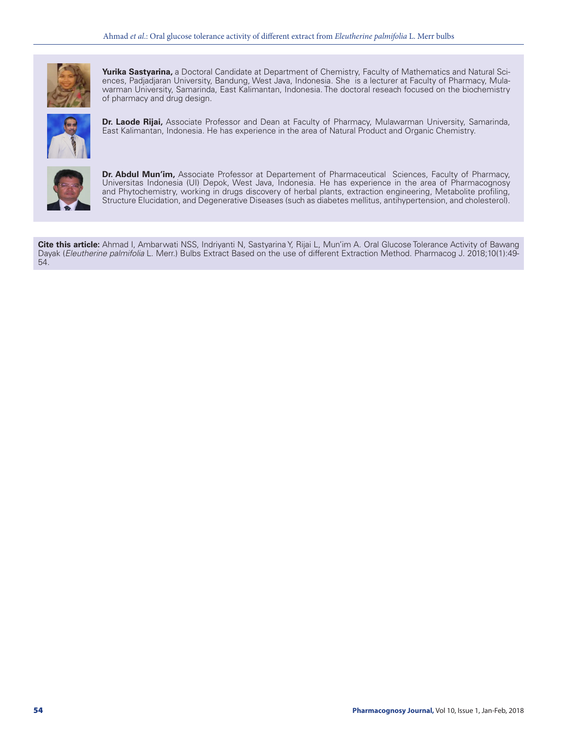**Yurika Sastyarina,** a Doctoral Candidate at Department of Chemistry, Faculty of Mathematics and Natural Sciences, Padjadjaran University, Bandung, West Java, Indonesia. She is a lecturer at Faculty of Pharmacy, Mulawarman University, Samarinda, East Kalimantan, Indonesia. The doctoral reseach focused on the biochemistry of pharmacy and drug design.

**Dr. Laode Rijai,** Associate Professor and Dean at Faculty of Pharmacy, Mulawarman University, Samarinda, East Kalimantan, Indonesia. He has experience in the area of Natural Product and Organic Chemistry.

**Dr. Abdul Mun'im,** Associate Professor at Departement of Pharmaceutical Sciences, Faculty of Pharmacy, Universitas Indonesia (UI) Depok, West Java, Indonesia. He has experience in the area of Pharmacognosy and Phytochemistry, working in drugs discovery of herbal plants, extraction engineering, Metabolite profiling, Structure Elucidation, and Degenerative Diseases (such as diabetes mellitus, antihypertension, and cholesterol).

**Cite this article:** Ahmad I, Ambarwati NSS, Indriyanti N, Sastyarina Y, Rijai L, Mun'im A. Oral Glucose Tolerance Activity of Bawang Dayak (*Eleutherine palmifolia* L. Merr.) Bulbs Extract Based on the use of different Extraction Method. Pharmacog J. 2018;10(1):49-54.